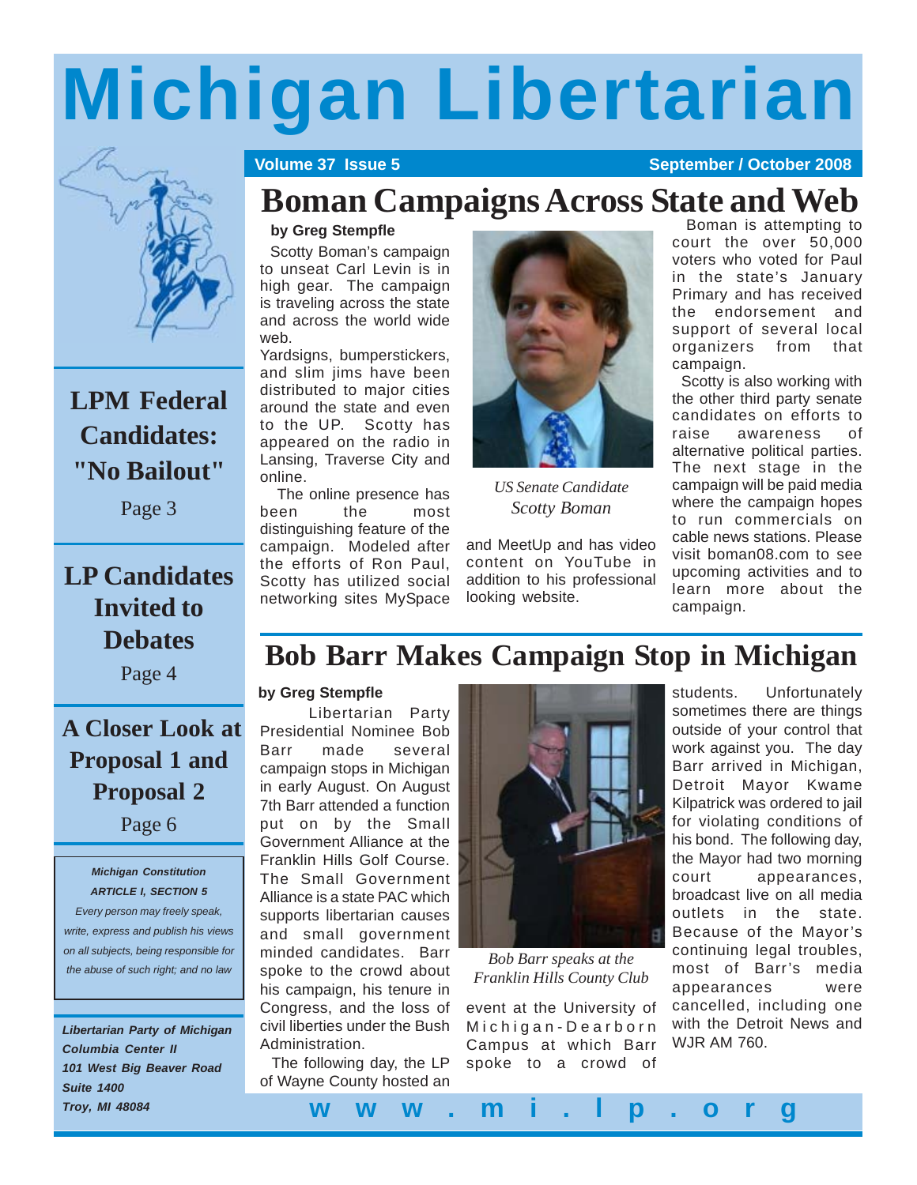# Michigan Libertarian

Volume 37 Issue 5 — September / October 2008

## Boman Campaigns Across State and Web

**by Greg Stempfle**

Scotty Boman's campaign to unseat Carl Levin is in high gear. The campaign is traveling across the state and across the world wide web.

Yardsigns, bumperstickers, and slim jims have been distributed to major cities around the state and even to the UP. Scotty has appeared on the radio in Lansing, Traverse City and online.

The online presence has been the most distinguishing feature of the campaign. Modeled after the efforts of Ron Paul, Scotty has utilized social networking sites MySpace and MeetUp and has video content on YouTube in addition to his professional looking website.

*US Senate Candidate Scotty Boman*

Boman is attempting to court the over 50,000 voters who voted for Paul in the state's January Primary and has received the endorsement and support of several local organizers from that campaign.

Scotty is also working with the other third party senate candidates on efforts to raise awareness of alternative political parties. The next stage in the campaign will be paid media where the campaign hopes to run commercials on cable news stations. Please visit boman08.com to see upcoming activities and to learn more about the campaign.

## Bob Barr Makes Campaign Stop in Michigan

**by Greg Stempfle**

Libertarian Party Presidential Nominee Bob Barr made several campaign stops in Michigan in early August. On August 7th Barr attended a function put on by the Small Government Alliance at the Franklin Hills Golf Course. The Small Government Alliance is a state PAC which supports libertarian causes and small government minded candidates. Barr spoke to the crowd about his campaign, his tenure in Congress, and the loss of civil liberties under the Bush Administration.

The following day, the LP of Wayne County hosted an event at the University of Michigan-Dearborn Campus at which Barr spoke to a crowd of students. Unfortunately sometimes there are things outside of your control that work against you. The day Barr arrived in Michigan, Detroit Mayor Kwame Kilpatrick was ordered to jail for violating conditions of his bond. The following day, the Mayor had two morning court appearances, broadcast live on all media outlets in the state. Because of the Mayor's continuing legal troubles, most of Barr's media appearances were cancelled, including one with the Detroit News and WJR AM 760.

*Bob Barr speaks at the Franklin Hills County Club*

---

**LPM Federal Candidates: "No Bailout"** — Page 3

**LP Candidates Invited to Debates** — Page 4

**A Closer Look at Proposal 1 and Proposal 2** — Page 6

***Michigan Constitution***
***ARTICLE I, SECTION 5***
*Every person may freely speak, write, express and publish his views on all subjects, being responsible for the abuse of such right; and no law*

***Libertarian Party of Michigan***
***Columbia Center II***
***101 West Big Beaver Road***
***Suite 1400***
***Troy, MI 48084***

**www.mi.lp.org**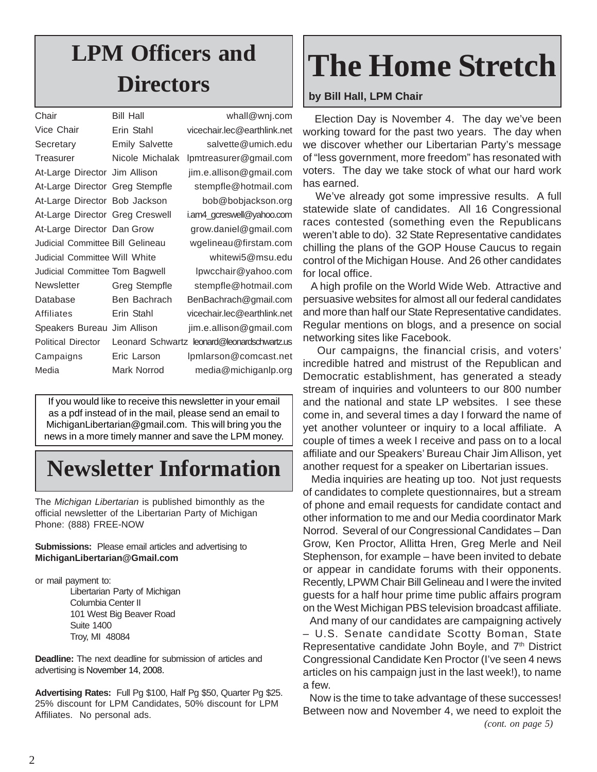# LPM Officers and Directors

| | | |
|---|---|---|
| Chair | Bill Hall | whall@wnj.com |
| Vice Chair | Erin Stahl | vicechair.lec@earthlink.net |
| Secretary | Emily Salvette | salvette@umich.edu |
| Treasurer | Nicole Michalak | lpmtreasurer@gmail.com |
| At-Large Director | Jim Allison | jim.e.allison@gmail.com |
| At-Large Director | Greg Stempfle | stempfle@hotmail.com |
| At-Large Director | Bob Jackson | bob@bobjackson.org |
| At-Large Director | Greg Creswell | i.am4_gcreswell@yahoo.com |
| At-Large Director | Dan Grow | grow.daniel@gmail.com |
| Judicial Committee | Bill Gelineau | wgelineau@firstam.com |
| Judicial Committee | Will White | whitewi5@msu.edu |
| Judicial Committee | Tom Bagwell | lpwcchair@yahoo.com |
| Newsletter | Greg Stempfle | stempfle@hotmail.com |
| Database | Ben Bachrach | BenBachrach@gmail.com |
| Affiliates | Erin Stahl | vicechair.lec@earthlink.net |
| Speakers Bureau | Jim Allison | jim.e.allison@gmail.com |
| Political Director | Leonard Schwartz | leonard@leonardschwartz.us |
| Campaigns | Eric Larson | lpmlarson@comcast.net |
| Media | Mark Norrod | media@michiganlp.org |

If you would like to receive this newsletter in your email as a pdf instead of in the mail, please send an email to MichiganLibertarian@gmail.com. This will bring you the news in a more timely manner and save the LPM money.

# Newsletter Information

The *Michigan Libertarian* is published bimonthly as the official newsletter of the Libertarian Party of Michigan Phone: (888) FREE-NOW

**Submissions:** Please email articles and advertising to **MichiganLibertarian@Gmail.com**

or mail payment to:

Libertarian Party of Michigan
Columbia Center II
101 West Big Beaver Road
Suite 1400
Troy, MI 48084

**Deadline:** The next deadline for submission of articles and advertising is November 14, 2008.

**Advertising Rates:** Full Pg $100, Half Pg $50, Quarter Pg $25. 25% discount for LPM Candidates, 50% discount for LPM Affiliates. No personal ads.

# The Home Stretch

**by Bill Hall, LPM Chair**

Election Day is November 4. The day we've been working toward for the past two years. The day when we discover whether our Libertarian Party's message of "less government, more freedom" has resonated with voters. The day we take stock of what our hard work has earned.

We've already got some impressive results. A full statewide slate of candidates. All 16 Congressional races contested (something even the Republicans weren't able to do). 32 State Representative candidates chilling the plans of the GOP House Caucus to regain control of the Michigan House. And 26 other candidates for local office.

A high profile on the World Wide Web. Attractive and persuasive websites for almost all our federal candidates and more than half our State Representative candidates. Regular mentions on blogs, and a presence on social networking sites like Facebook.

Our campaigns, the financial crisis, and voters' incredible hatred and mistrust of the Republican and Democratic establishment, has generated a steady stream of inquiries and volunteers to our 800 number and the national and state LP websites. I see these come in, and several times a day I forward the name of yet another volunteer or inquiry to a local affiliate. A couple of times a week I receive and pass on to a local affiliate and our Speakers' Bureau Chair Jim Allison, yet another request for a speaker on Libertarian issues.

Media inquiries are heating up too. Not just requests of candidates to complete questionnaires, but a stream of phone and email requests for candidate contact and other information to me and our Media coordinator Mark Norrod. Several of our Congressional Candidates – Dan Grow, Ken Proctor, Allitta Hren, Greg Merle and Neil Stephenson, for example – have been invited to debate or appear in candidate forums with their opponents. Recently, LPWM Chair Bill Gelineau and I were the invited guests for a half hour prime time public affairs program on the West Michigan PBS television broadcast affiliate.

And many of our candidates are campaigning actively – U.S. Senate candidate Scotty Boman, State Representative candidate John Boyle, and 7th District Congressional Candidate Ken Proctor (I've seen 4 news articles on his campaign just in the last week!), to name a few.

Now is the time to take advantage of these successes! Between now and November 4, we need to exploit the

*(cont. on page 5)*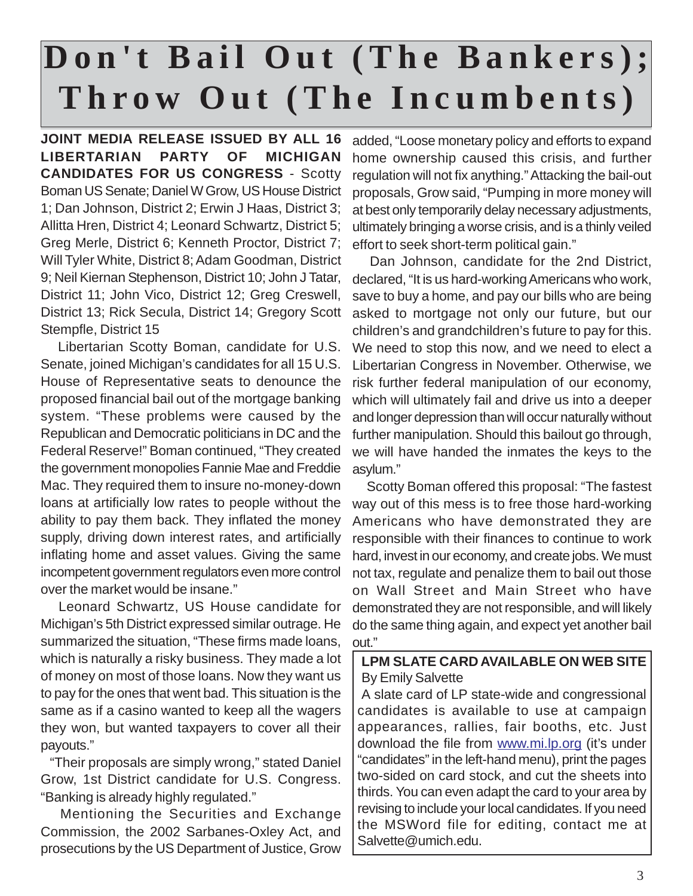# Don't Bail Out (The Bankers); Throw Out (The Incumbents)

**JOINT MEDIA RELEASE ISSUED BY ALL 16 LIBERTARIAN PARTY OF MICHIGAN CANDIDATES FOR US CONGRESS** - Scotty Boman US Senate; Daniel W Grow, US House District 1; Dan Johnson, District 2; Erwin J Haas, District 3; Allitta Hren, District 4; Leonard Schwartz, District 5; Greg Merle, District 6; Kenneth Proctor, District 7; Will Tyler White, District 8; Adam Goodman, District 9; Neil Kiernan Stephenson, District 10; John J Tatar, District 11; John Vico, District 12; Greg Creswell, District 13; Rick Secula, District 14; Gregory Scott Stempfle, District 15

Libertarian Scotty Boman, candidate for U.S. Senate, joined Michigan's candidates for all 15 U.S. House of Representative seats to denounce the proposed financial bail out of the mortgage banking system. "These problems were caused by the Republican and Democratic politicians in DC and the Federal Reserve!" Boman continued, "They created the government monopolies Fannie Mae and Freddie Mac. They required them to insure no-money-down loans at artificially low rates to people without the ability to pay them back. They inflated the money supply, driving down interest rates, and artificially inflating home and asset values. Giving the same incompetent government regulators even more control over the market would be insane."

Leonard Schwartz, US House candidate for Michigan's 5th District expressed similar outrage. He summarized the situation, "These firms made loans, which is naturally a risky business. They made a lot of money on most of those loans. Now they want us to pay for the ones that went bad. This situation is the same as if a casino wanted to keep all the wagers they won, but wanted taxpayers to cover all their payouts."

"Their proposals are simply wrong," stated Daniel Grow, 1st District candidate for U.S. Congress. "Banking is already highly regulated."

Mentioning the Securities and Exchange Commission, the 2002 Sarbanes-Oxley Act, and prosecutions by the US Department of Justice, Grow added, "Loose monetary policy and efforts to expand home ownership caused this crisis, and further regulation will not fix anything." Attacking the bail-out proposals, Grow said, "Pumping in more money will at best only temporarily delay necessary adjustments, ultimately bringing a worse crisis, and is a thinly veiled effort to seek short-term political gain."

Dan Johnson, candidate for the 2nd District, declared, "It is us hard-working Americans who work, save to buy a home, and pay our bills who are being asked to mortgage not only our future, but our children's and grandchildren's future to pay for this. We need to stop this now, and we need to elect a Libertarian Congress in November. Otherwise, we risk further federal manipulation of our economy, which will ultimately fail and drive us into a deeper and longer depression than will occur naturally without further manipulation. Should this bailout go through, we will have handed the inmates the keys to the asylum."

Scotty Boman offered this proposal: "The fastest way out of this mess is to free those hard-working Americans who have demonstrated they are responsible with their finances to continue to work hard, invest in our economy, and create jobs. We must not tax, regulate and penalize them to bail out those on Wall Street and Main Street who have demonstrated they are not responsible, and will likely do the same thing again, and expect yet another bail out."

## LPM SLATE CARD AVAILABLE ON WEB SITE

By Emily Salvette

A slate card of LP state-wide and congressional candidates is available to use at campaign appearances, rallies, fair booths, etc. Just download the file from www.mi.lp.org (it's under "candidates" in the left-hand menu), print the pages two-sided on card stock, and cut the sheets into thirds. You can even adapt the card to your area by revising to include your local candidates. If you need the MSWord file for editing, contact me at Salvette@umich.edu.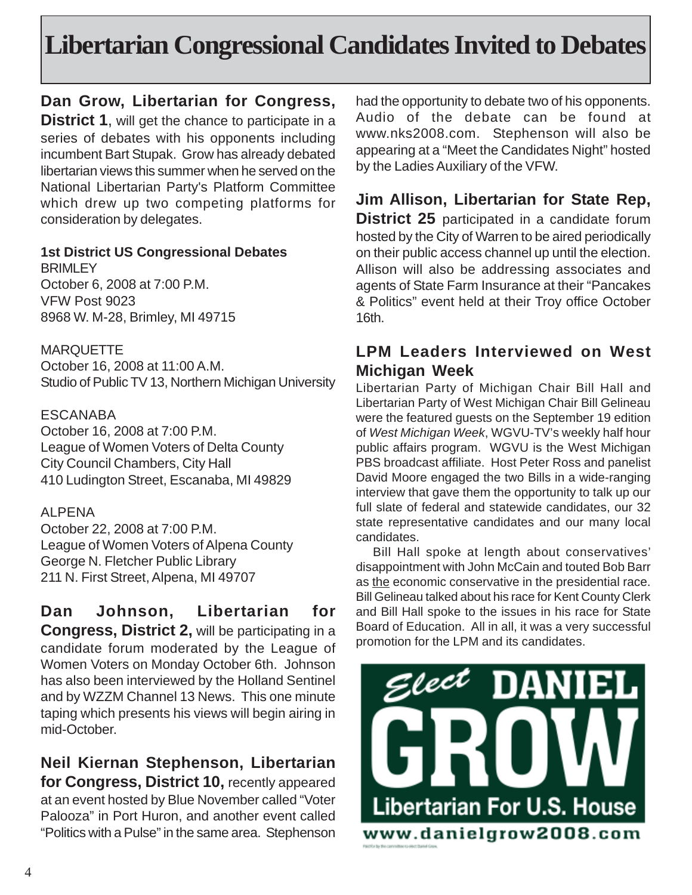# Libertarian Congressional Candidates Invited to Debates

**Dan Grow, Libertarian for Congress, District 1**, will get the chance to participate in a series of debates with his opponents including incumbent Bart Stupak. Grow has already debated libertarian views this summer when he served on the National Libertarian Party's Platform Committee which drew up two competing platforms for consideration by delegates.

**1st District US Congressional Debates**

BRIMLEY
October 6, 2008 at 7:00 P.M.
VFW Post 9023
8968 W. M-28, Brimley, MI 49715

MARQUETTE
October 16, 2008 at 11:00 A.M.
Studio of Public TV 13, Northern Michigan University

ESCANABA
October 16, 2008 at 7:00 P.M.
League of Women Voters of Delta County
City Council Chambers, City Hall
410 Ludington Street, Escanaba, MI 49829

ALPENA
October 22, 2008 at 7:00 P.M.
League of Women Voters of Alpena County
George N. Fletcher Public Library
211 N. First Street, Alpena, MI 49707

**Dan Johnson, Libertarian for Congress, District 2,** will be participating in a candidate forum moderated by the League of Women Voters on Monday October 6th. Johnson has also been interviewed by the Holland Sentinel and by WZZM Channel 13 News. This one minute taping which presents his views will begin airing in mid-October.

**Neil Kiernan Stephenson, Libertarian for Congress, District 10,** recently appeared at an event hosted by Blue November called "Voter Palooza" in Port Huron, and another event called "Politics with a Pulse" in the same area. Stephenson had the opportunity to debate two of his opponents. Audio of the debate can be found at www.nks2008.com. Stephenson will also be appearing at a "Meet the Candidates Night" hosted by the Ladies Auxiliary of the VFW.

**Jim Allison, Libertarian for State Rep, District 25** participated in a candidate forum hosted by the City of Warren to be aired periodically on their public access channel up until the election. Allison will also be addressing associates and agents of State Farm Insurance at their "Pancakes & Politics" event held at their Troy office October 16th.

## LPM Leaders Interviewed on West Michigan Week

Libertarian Party of Michigan Chair Bill Hall and Libertarian Party of West Michigan Chair Bill Gelineau were the featured guests on the September 19 edition of *West Michigan Week*, WGVU-TV's weekly half hour public affairs program. WGVU is the West Michigan PBS broadcast affiliate. Host Peter Ross and panelist David Moore engaged the two Bills in a wide-ranging interview that gave them the opportunity to talk up our full slate of federal and statewide candidates, our 32 state representative candidates and our many local candidates.

Bill Hall spoke at length about conservatives' disappointment with John McCain and touted Bob Barr as the economic conservative in the presidential race. Bill Gelineau talked about his race for Kent County Clerk and Bill Hall spoke to the issues in his race for State Board of Education. All in all, it was a very successful promotion for the LPM and its candidates.

Elect DANIEL GROW
Libertarian For U.S. House
www.danielgrow2008.com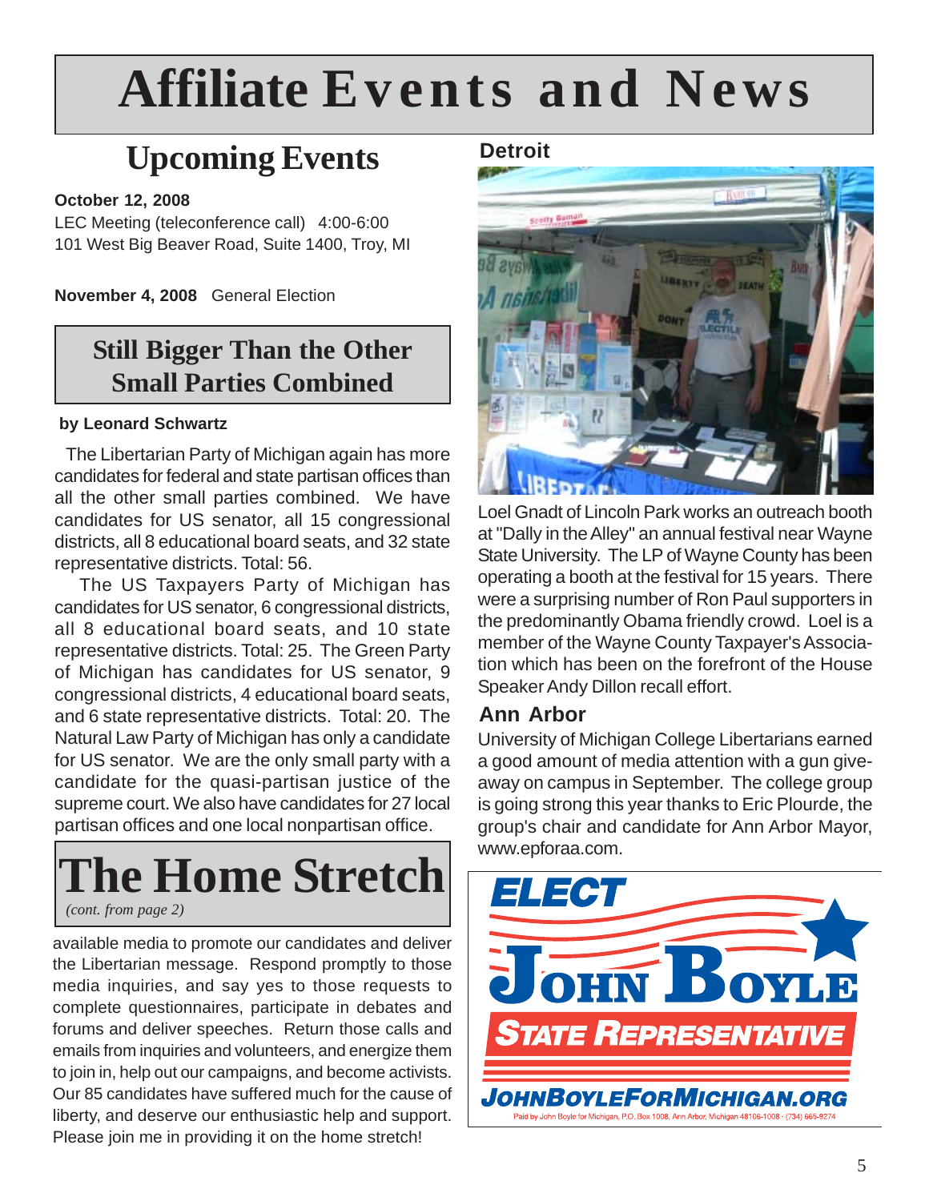# Affiliate Events and News

## Upcoming Events

**October 12, 2008**
LEC Meeting (teleconference call) 4:00-6:00
101 West Big Beaver Road, Suite 1400, Troy, MI

**November 4, 2008** General Election

## Still Bigger Than the Other Small Parties Combined

**by Leonard Schwartz**

The Libertarian Party of Michigan again has more candidates for federal and state partisan offices than all the other small parties combined. We have candidates for US senator, all 15 congressional districts, all 8 educational board seats, and 32 state representative districts. Total: 56.

The US Taxpayers Party of Michigan has candidates for US senator, 6 congressional districts, all 8 educational board seats, and 10 state representative districts. Total: 25. The Green Party of Michigan has candidates for US senator, 9 congressional districts, 4 educational board seats, and 6 state representative districts. Total: 20. The Natural Law Party of Michigan has only a candidate for US senator. We are the only small party with a candidate for the quasi-partisan justice of the supreme court. We also have candidates for 27 local partisan offices and one local nonpartisan office.

## The Home Stretch

*(cont. from page 2)*

available media to promote our candidates and deliver the Libertarian message. Respond promptly to those media inquiries, and say yes to those requests to complete questionnaires, participate in debates and forums and deliver speeches. Return those calls and emails from inquiries and volunteers, and energize them to join in, help out our campaigns, and become activists. Our 85 candidates have suffered much for the cause of liberty, and deserve our enthusiastic help and support. Please join me in providing it on the home stretch!

### Detroit

Loel Gnadt of Lincoln Park works an outreach booth at "Dally in the Alley" an annual festival near Wayne State University. The LP of Wayne County has been operating a booth at the festival for 15 years. There were a surprising number of Ron Paul supporters in the predominantly Obama friendly crowd. Loel is a member of the Wayne County Taxpayer's Association which has been on the forefront of the House Speaker Andy Dillon recall effort.

### Ann Arbor

University of Michigan College Libertarians earned a good amount of media attention with a gun give-away on campus in September. The college group is going strong this year thanks to Eric Plourde, the group's chair and candidate for Ann Arbor Mayor, www.epforaa.com.

**ELECT JOHN BOYLE STATE REPRESENTATIVE**

**JOHNBOYLEFORMICHIGAN.ORG**

Paid by John Boyle for Michigan, P.O. Box 1008, Ann Arbor, Michigan 48106-1008 · (734) 665-9274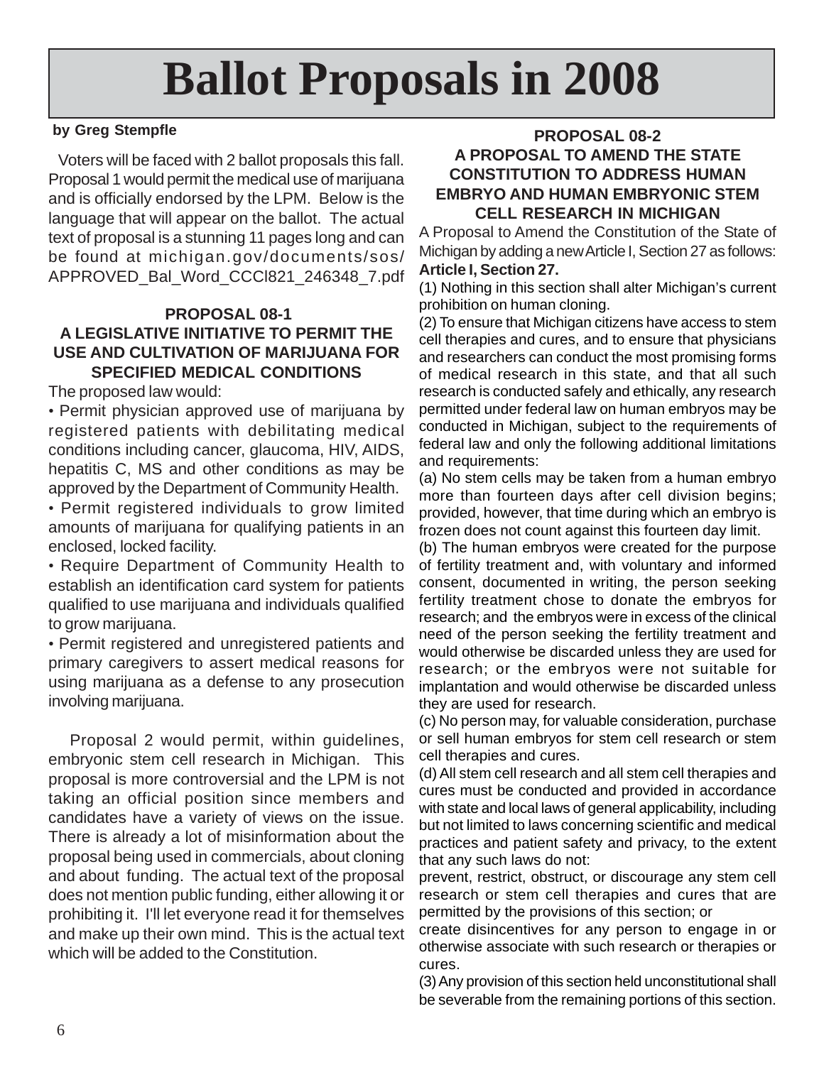# Ballot Proposals in 2008

**by Greg Stempfle**

Voters will be faced with 2 ballot proposals this fall. Proposal 1 would permit the medical use of marijuana and is officially endorsed by the LPM. Below is the language that will appear on the ballot. The actual text of proposal is a stunning 11 pages long and can be found at michigan.gov/documents/sos/APPROVED_Bal_Word_CCCl821_246348_7.pdf

### PROPOSAL 08-1
### A LEGISLATIVE INITIATIVE TO PERMIT THE USE AND CULTIVATION OF MARIJUANA FOR SPECIFIED MEDICAL CONDITIONS

The proposed law would:

- Permit physician approved use of marijuana by registered patients with debilitating medical conditions including cancer, glaucoma, HIV, AIDS, hepatitis C, MS and other conditions as may be approved by the Department of Community Health.
- Permit registered individuals to grow limited amounts of marijuana for qualifying patients in an enclosed, locked facility.
- Require Department of Community Health to establish an identification card system for patients qualified to use marijuana and individuals qualified to grow marijuana.
- Permit registered and unregistered patients and primary caregivers to assert medical reasons for using marijuana as a defense to any prosecution involving marijuana.

Proposal 2 would permit, within guidelines, embryonic stem cell research in Michigan. This proposal is more controversial and the LPM is not taking an official position since members and candidates have a variety of views on the issue. There is already a lot of misinformation about the proposal being used in commercials, about cloning and about funding. The actual text of the proposal does not mention public funding, either allowing it or prohibiting it. I'll let everyone read it for themselves and make up their own mind. This is the actual text which will be added to the Constitution.

### PROPOSAL 08-2
### A PROPOSAL TO AMEND THE STATE CONSTITUTION TO ADDRESS HUMAN EMBRYO AND HUMAN EMBRYONIC STEM CELL RESEARCH IN MICHIGAN

A Proposal to Amend the Constitution of the State of Michigan by adding a new Article I, Section 27 as follows:

**Article I, Section 27.**

(1) Nothing in this section shall alter Michigan's current prohibition on human cloning.

(2) To ensure that Michigan citizens have access to stem cell therapies and cures, and to ensure that physicians and researchers can conduct the most promising forms of medical research in this state, and that all such research is conducted safely and ethically, any research permitted under federal law on human embryos may be conducted in Michigan, subject to the requirements of federal law and only the following additional limitations and requirements:

(a) No stem cells may be taken from a human embryo more than fourteen days after cell division begins; provided, however, that time during which an embryo is frozen does not count against this fourteen day limit.

(b) The human embryos were created for the purpose of fertility treatment and, with voluntary and informed consent, documented in writing, the person seeking fertility treatment chose to donate the embryos for research; and the embryos were in excess of the clinical need of the person seeking the fertility treatment and would otherwise be discarded unless they are used for research; or the embryos were not suitable for implantation and would otherwise be discarded unless they are used for research.

(c) No person may, for valuable consideration, purchase or sell human embryos for stem cell research or stem cell therapies and cures.

(d) All stem cell research and all stem cell therapies and cures must be conducted and provided in accordance with state and local laws of general applicability, including but not limited to laws concerning scientific and medical practices and patient safety and privacy, to the extent that any such laws do not:

prevent, restrict, obstruct, or discourage any stem cell research or stem cell therapies and cures that are permitted by the provisions of this section; or

create disincentives for any person to engage in or otherwise associate with such research or therapies or cures.

(3) Any provision of this section held unconstitutional shall be severable from the remaining portions of this section.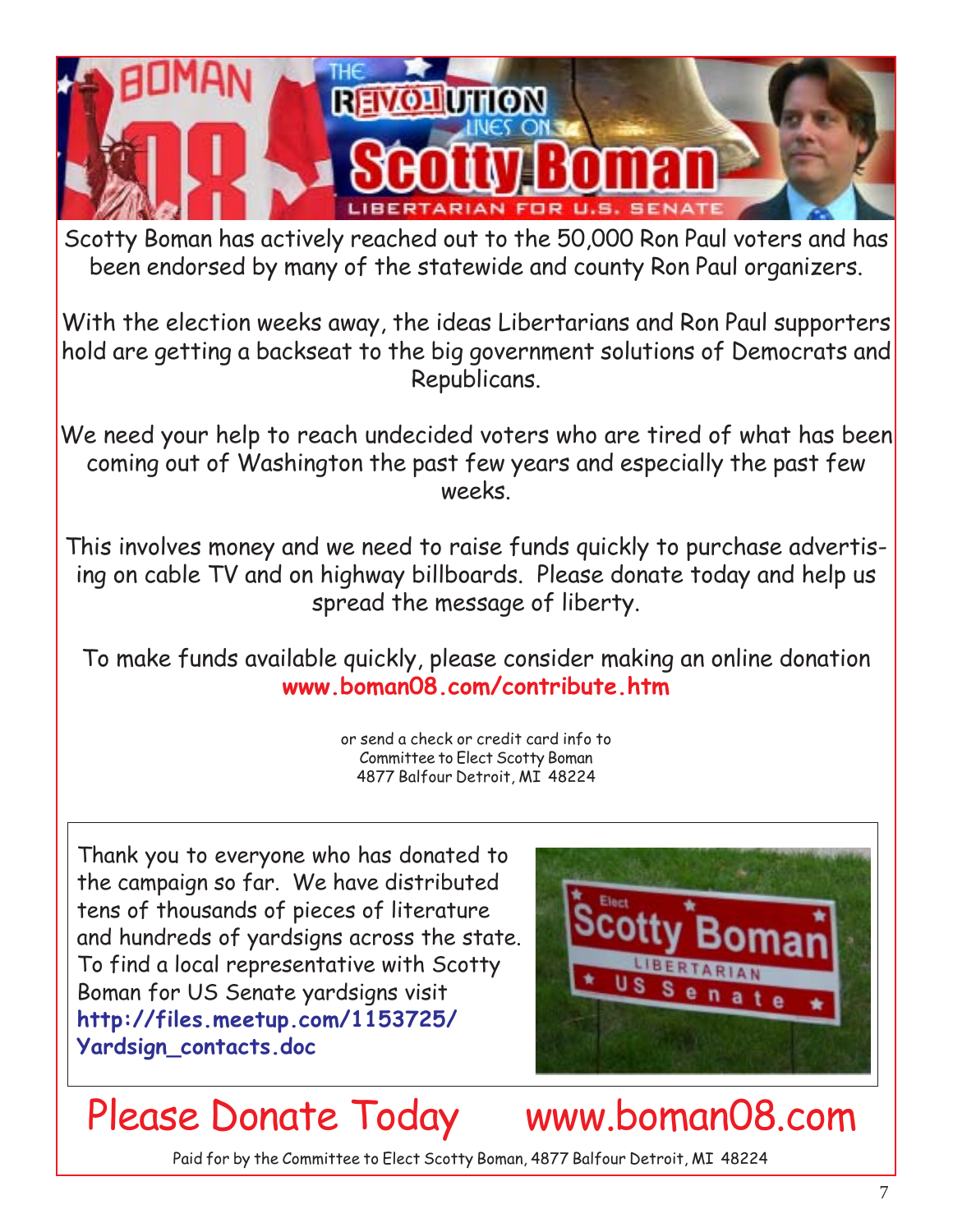Scotty Boman has actively reached out to the 50,000 Ron Paul voters and has been endorsed by many of the statewide and county Ron Paul organizers.

With the election weeks away, the ideas Libertarians and Ron Paul supporters hold are getting a backseat to the big government solutions of Democrats and Republicans.

We need your help to reach undecided voters who are tired of what has been coming out of Washington the past few years and especially the past few weeks.

This involves money and we need to raise funds quickly to purchase advertising on cable TV and on highway billboards. Please donate today and help us spread the message of liberty.

To make funds available quickly, please consider making an online donation
**www.boman08.com/contribute.htm**

or send a check or credit card info to
Committee to Elect Scotty Boman
4877 Balfour Detroit, MI 48224

Thank you to everyone who has donated to the campaign so far. We have distributed tens of thousands of pieces of literature and hundreds of yardsigns across the state. To find a local representative with Scotty Boman for US Senate yardsigns visit **http://files.meetup.com/1153725/Yardsign_contacts.doc**

# Please Donate Today www.boman08.com

Paid for by the Committee to Elect Scotty Boman, 4877 Balfour Detroit, MI 48224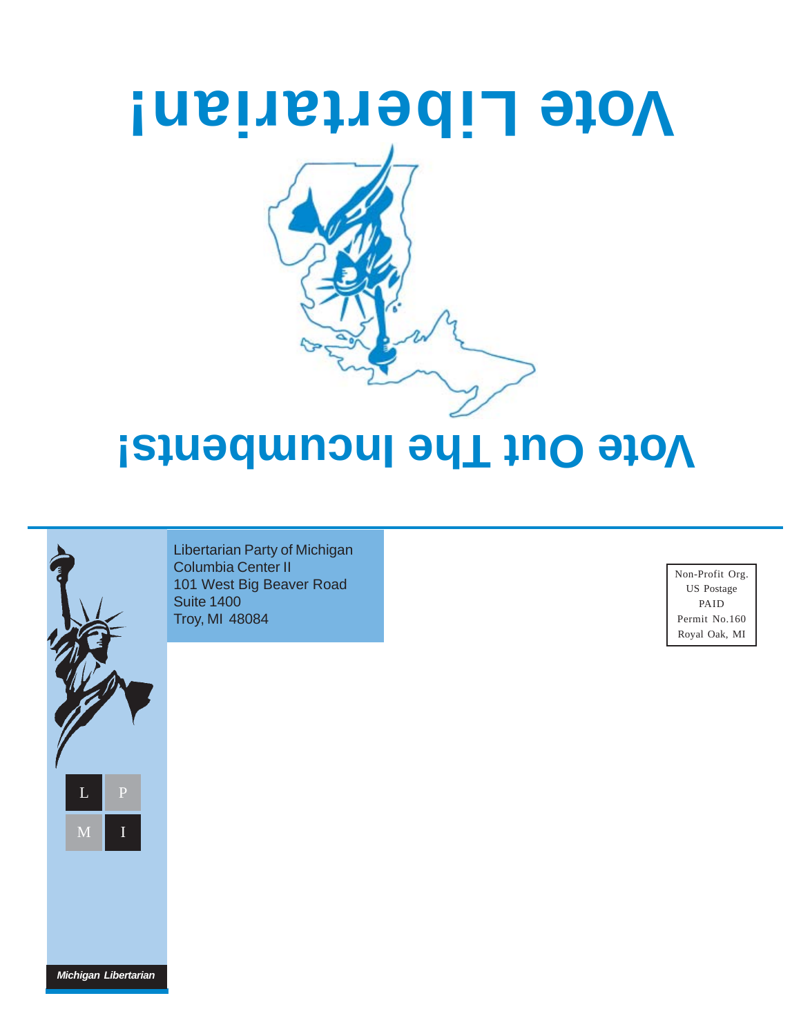# Vote Libertarian!

# Vote Out The Incumbents!

Libertarian Party of Michigan
Columbia Center II
101 West Big Beaver Road
Suite 1400
Troy, MI 48084

Non-Profit Org.
US Postage
PAID
Permit No.160
Royal Oak, MI

L P
M I

***Michigan Libertarian***